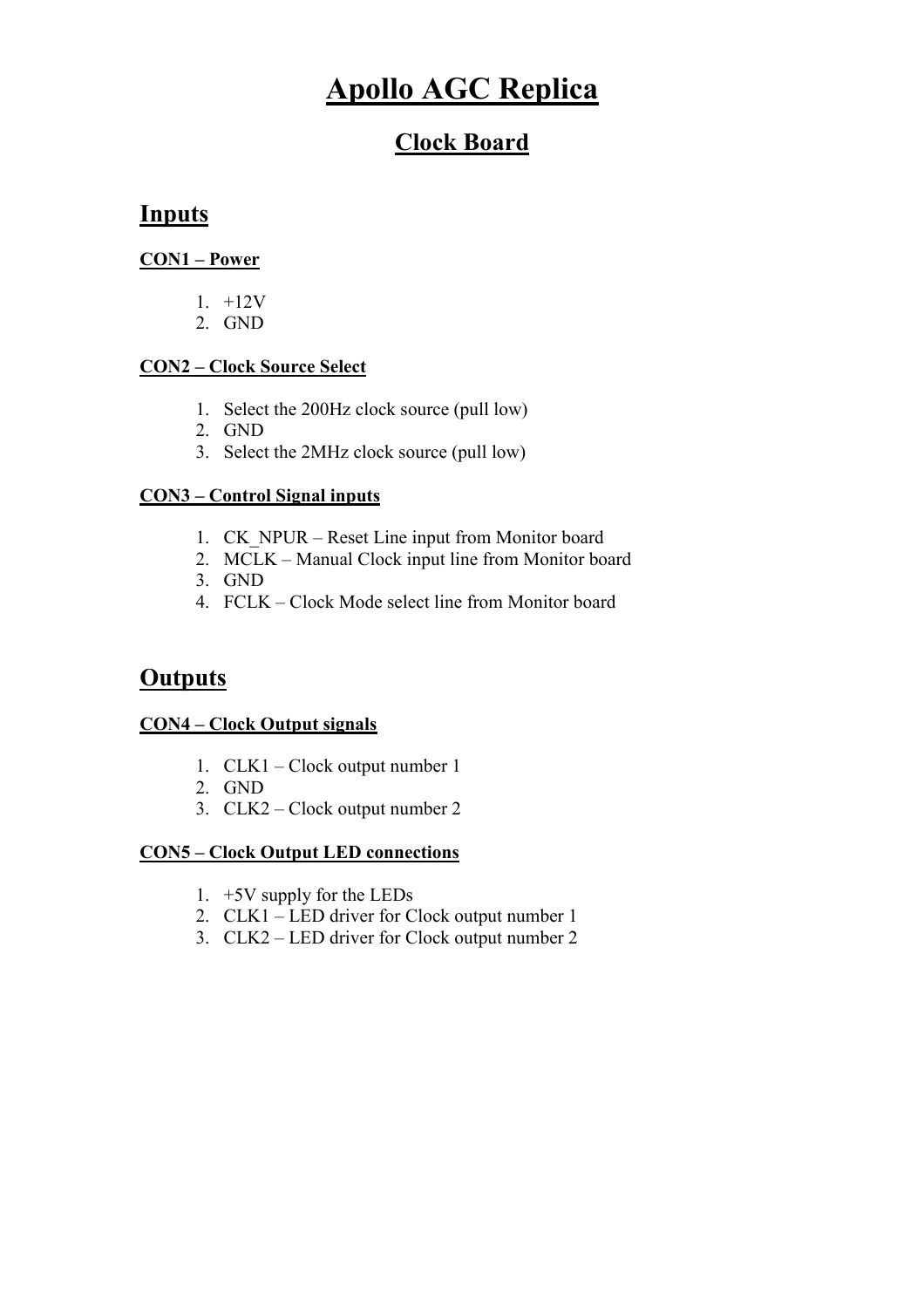# Apollo AGC Replica

## Clock Board

## Inputs

### CON1 – Power

1. +12V
2. GND

### CON2 – Clock Source Select

1. Select the 200Hz clock source (pull low)
2. GND
3. Select the 2MHz clock source (pull low)

### CON3 – Control Signal inputs

1. CK_NPUR – Reset Line input from Monitor board
2. MCLK – Manual Clock input line from Monitor board
3. GND
4. FCLK – Clock Mode select line from Monitor board

## Outputs

### CON4 – Clock Output signals

1. CLK1 – Clock output number 1
2. GND
3. CLK2 – Clock output number 2

### CON5 – Clock Output LED connections

1. +5V supply for the LEDs
2. CLK1 – LED driver for Clock output number 1
3. CLK2 – LED driver for Clock output number 2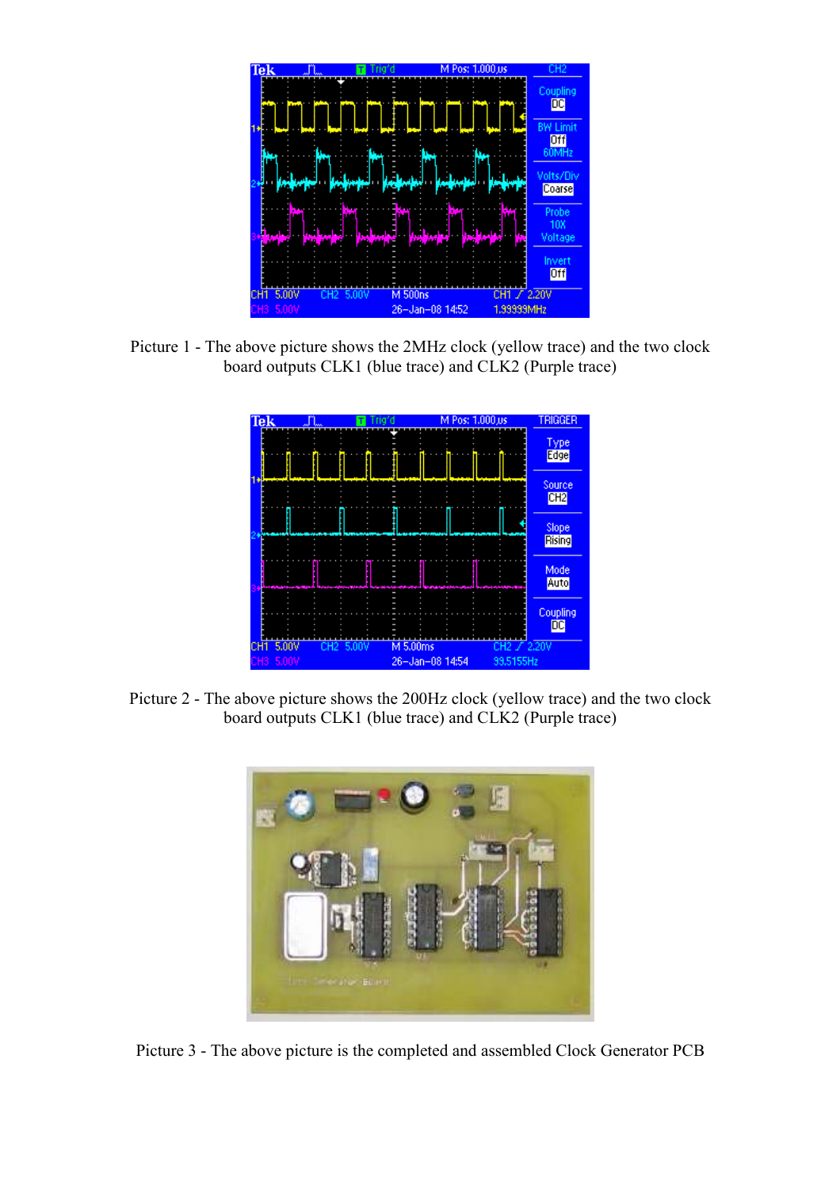Picture 1 - The above picture shows the 2MHz clock (yellow trace) and the two clock board outputs CLK1 (blue trace) and CLK2 (Purple trace)

Picture 2 - The above picture shows the 200Hz clock (yellow trace) and the two clock board outputs CLK1 (blue trace) and CLK2 (Purple trace)

Picture 3 - The above picture is the completed and assembled Clock Generator PCB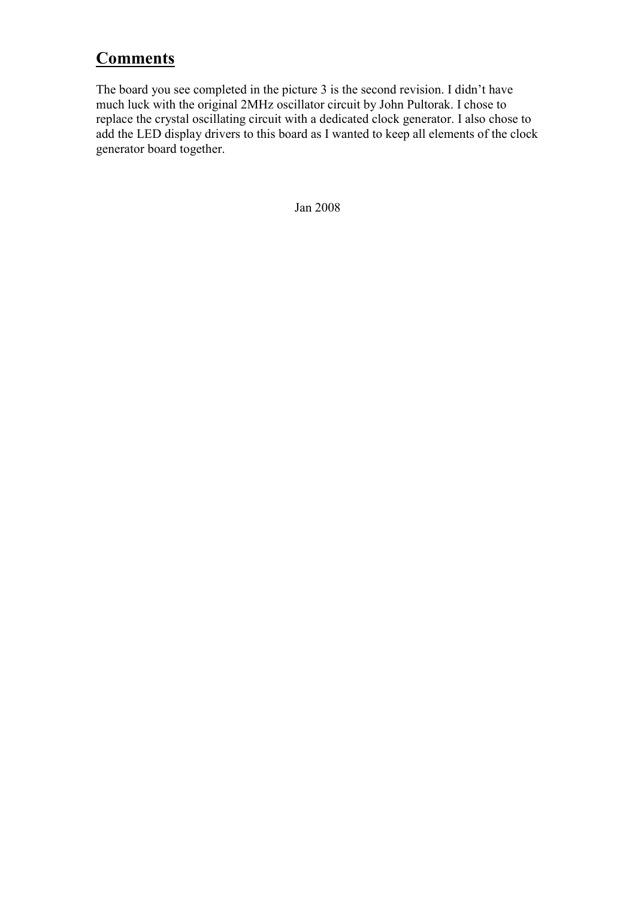## Comments

The board you see completed in the picture 3 is the second revision. I didn't have much luck with the original 2MHz oscillator circuit by John Pultorak. I chose to replace the crystal oscillating circuit with a dedicated clock generator. I also chose to add the LED display drivers to this board as I wanted to keep all elements of the clock generator board together.

Jan 2008